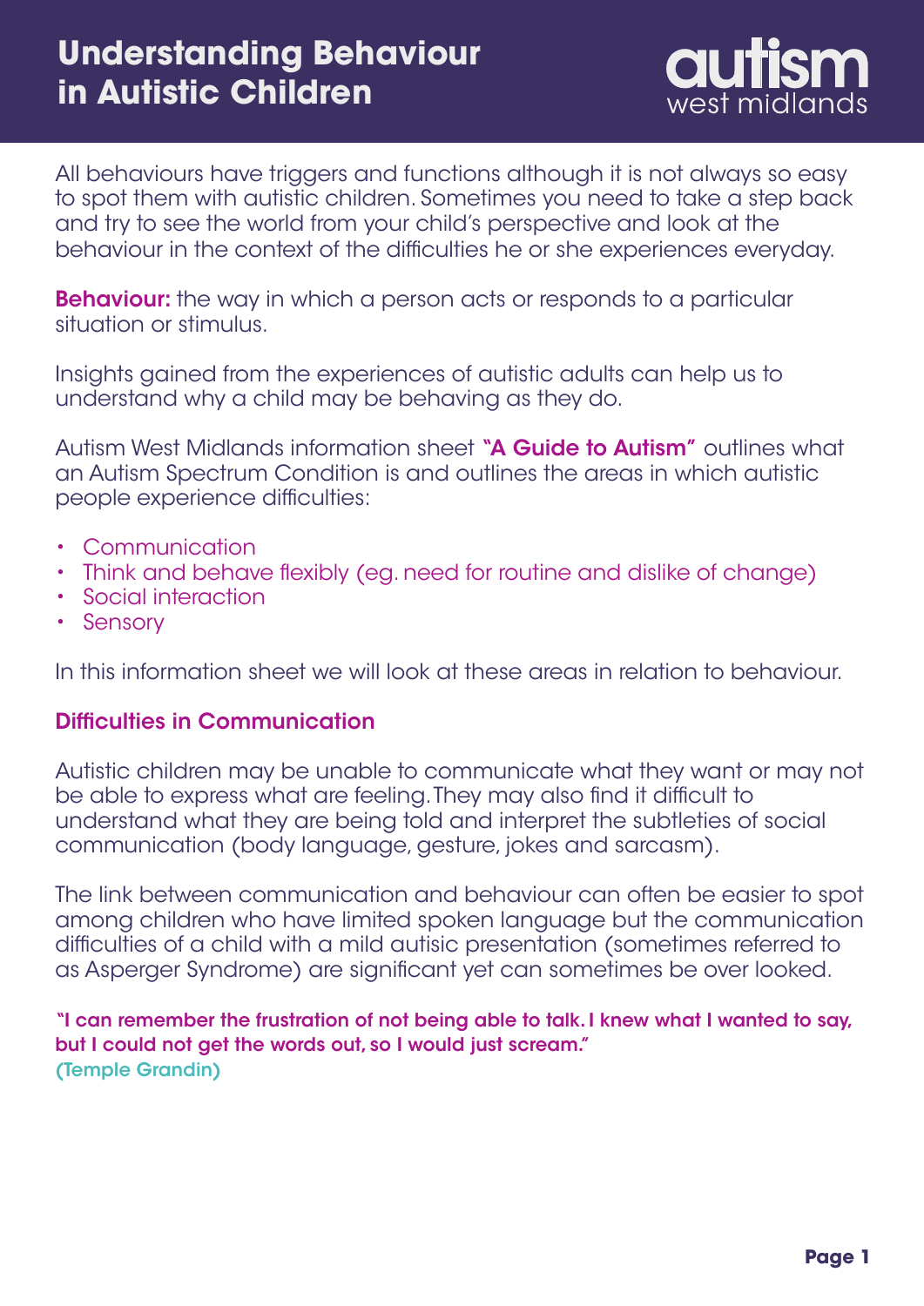# Understanding Behaviour in Autistic Children

All behaviours have triggers and functions although it is not always so easy to spot them with autistic children. Sometimes you need to take a step back and try to see the world from your child's perspective and look at the behaviour in the context of the difficulties he or she experiences everyday.

**Behaviour:** the way in which a person acts or responds to a particular situation or stimulus.

Insights gained from the experiences of autistic adults can help us to understand why a child may be behaving as they do.

Autism West Midlands information sheet **"A Guide to Autism"** outlines what an Autism Spectrum Condition is and outlines the areas in which autistic people experience difficulties:

- Communication
- Think and behave flexibly (eg. need for routine and dislike of change)
- Social interaction
- Sensory

In this information sheet we will look at these areas in relation to behaviour.

## Difficulties in Communication

Autistic children may be unable to communicate what they want or may not be able to express what are feeling. They may also find it difficult to understand what they are being told and interpret the subtleties of social communication (body language, gesture, jokes and sarcasm).

The link between communication and behaviour can often be easier to spot among children who have limited spoken language but the communication difficulties of a child with a mild autisic presentation (sometimes referred to as Asperger Syndrome) are significant yet can sometimes be over looked.

**"I can remember the frustration of not being able to talk. I knew what I wanted to say, but I could not get the words out, so I would just scream."**
**(Temple Grandin)**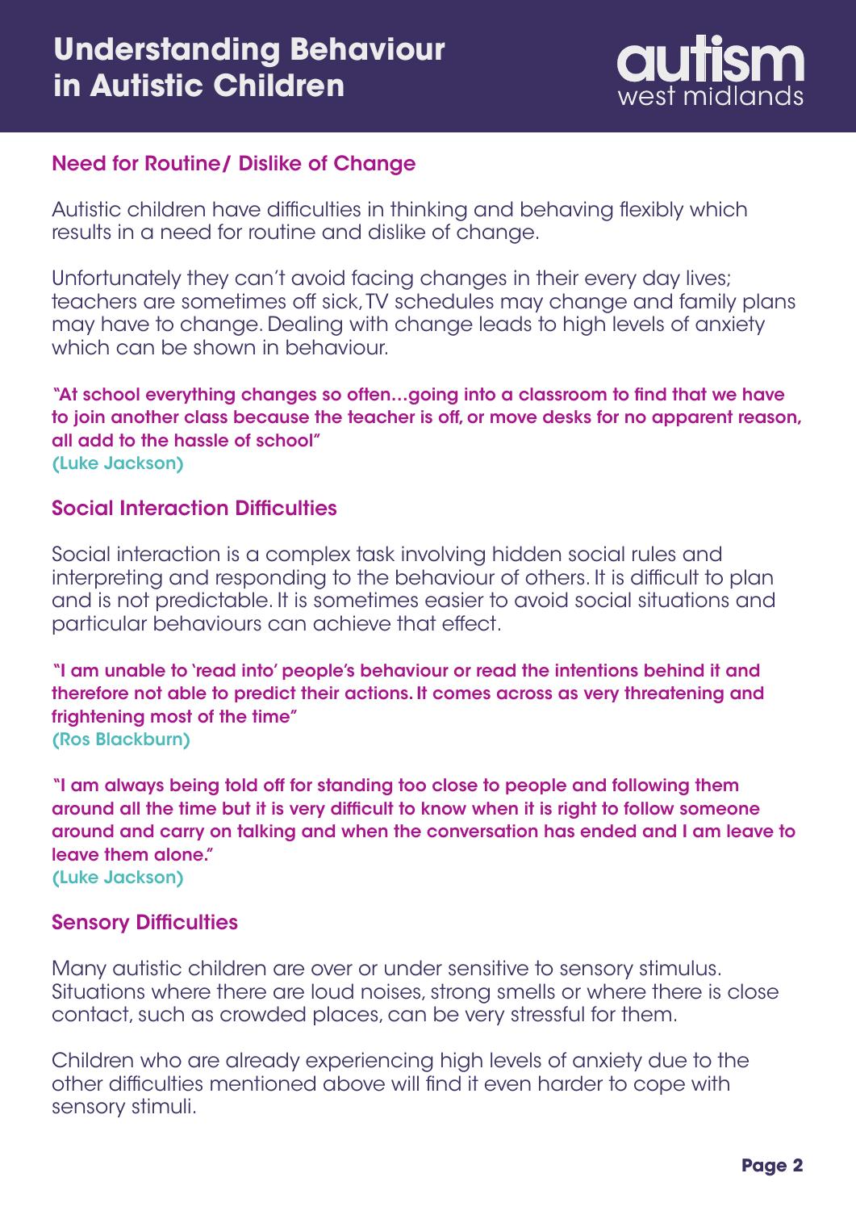## Need for Routine/ Dislike of Change

Autistic children have difficulties in thinking and behaving flexibly which results in a need for routine and dislike of change.

Unfortunately they can't avoid facing changes in their every day lives; teachers are sometimes off sick, TV schedules may change and family plans may have to change. Dealing with change leads to high levels of anxiety which can be shown in behaviour.

**"At school everything changes so often…going into a classroom to find that we have to join another class because the teacher is off, or move desks for no apparent reason, all add to the hassle of school"**
**(Luke Jackson)**

## Social Interaction Difficulties

Social interaction is a complex task involving hidden social rules and interpreting and responding to the behaviour of others. It is difficult to plan and is not predictable. It is sometimes easier to avoid social situations and particular behaviours can achieve that effect.

**"I am unable to 'read into' people's behaviour or read the intentions behind it and therefore not able to predict their actions. It comes across as very threatening and frightening most of the time"**
**(Ros Blackburn)**

**"I am always being told off for standing too close to people and following them around all the time but it is very difficult to know when it is right to follow someone around and carry on talking and when the conversation has ended and I am leave to leave them alone."**
**(Luke Jackson)**

## Sensory Difficulties

Many autistic children are over or under sensitive to sensory stimulus. Situations where there are loud noises, strong smells or where there is close contact, such as crowded places, can be very stressful for them.

Children who are already experiencing high levels of anxiety due to the other difficulties mentioned above will find it even harder to cope with sensory stimuli.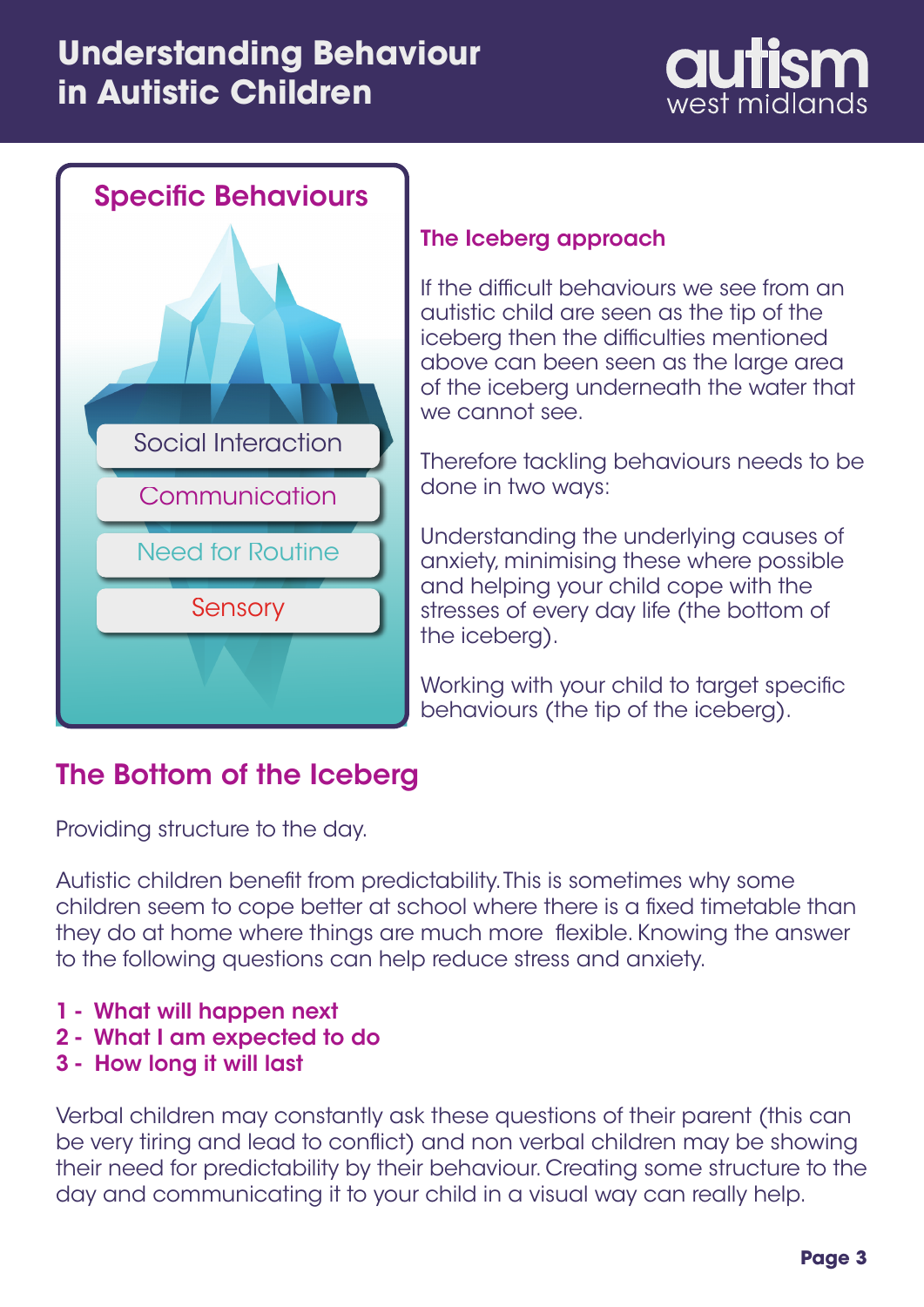## Specific Behaviours

Social Interaction

Communication

Need for Routine

Sensory

### The Iceberg approach

If the difficult behaviours we see from an autistic child are seen as the tip of the iceberg then the difficulties mentioned above can been seen as the large area of the iceberg underneath the water that we cannot see.

Therefore tackling behaviours needs to be done in two ways:

Understanding the underlying causes of anxiety, minimising these where possible and helping your child cope with the stresses of every day life (the bottom of the iceberg).

Working with your child to target specific behaviours (the tip of the iceberg).

## The Bottom of the Iceberg

Providing structure to the day.

Autistic children benefit from predictability. This is sometimes why some children seem to cope better at school where there is a fixed timetable than they do at home where things are much more flexible. Knowing the answer to the following questions can help reduce stress and anxiety.

1 - **What will happen next**
2 - **What I am expected to do**
3 - **How long it will last**

Verbal children may constantly ask these questions of their parent (this can be very tiring and lead to conflict) and non verbal children may be showing their need for predictability by their behaviour. Creating some structure to the day and communicating it to your child in a visual way can really help.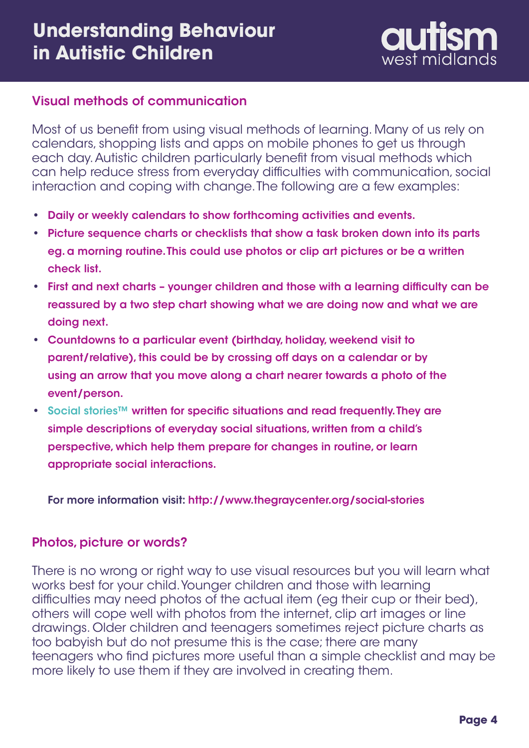## Visual methods of communication

Most of us benefit from using visual methods of learning. Many of us rely on calendars, shopping lists and apps on mobile phones to get us through each day. Autistic children particularly benefit from visual methods which can help reduce stress from everyday difficulties with communication, social interaction and coping with change. The following are a few examples:

- **Daily or weekly calendars to show forthcoming activities and events.**
- **Picture sequence charts or checklists that show a task broken down into its parts eg. a morning routine. This could use photos or clip art pictures or be a written check list.**
- **First and next charts – younger children and those with a learning difficulty can be reassured by a two step chart showing what we are doing now and what we are doing next.**
- **Countdowns to a particular event (birthday, holiday, weekend visit to parent/relative), this could be by crossing off days on a calendar or by using an arrow that you move along a chart nearer towards a photo of the event/person.**
- **Social stories™ written for specific situations and read frequently. They are simple descriptions of everyday social situations, written from a child's perspective, which help them prepare for changes in routine, or learn appropriate social interactions.**

**For more information visit: http://www.thegraycenter.org/social-stories**

## Photos, picture or words?

There is no wrong or right way to use visual resources but you will learn what works best for your child. Younger children and those with learning difficulties may need photos of the actual item (eg their cup or their bed), others will cope well with photos from the internet, clip art images or line drawings. Older children and teenagers sometimes reject picture charts as too babyish but do not presume this is the case; there are many teenagers who find pictures more useful than a simple checklist and may be more likely to use them if they are involved in creating them.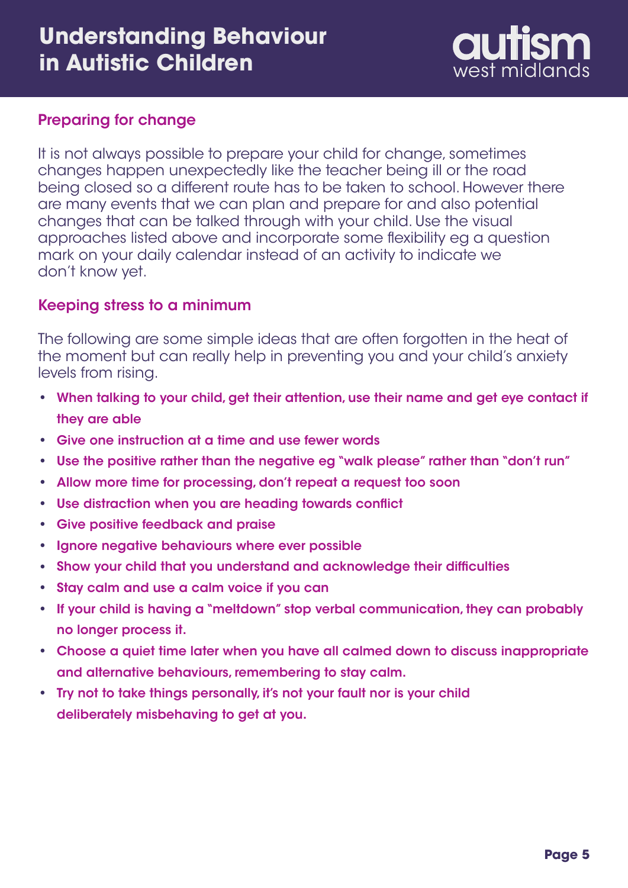## Preparing for change

It is not always possible to prepare your child for change, sometimes changes happen unexpectedly like the teacher being ill or the road being closed so a different route has to be taken to school. However there are many events that we can plan and prepare for and also potential changes that can be talked through with your child. Use the visual approaches listed above and incorporate some flexibility eg a question mark on your daily calendar instead of an activity to indicate we don't know yet.

## Keeping stress to a minimum

The following are some simple ideas that are often forgotten in the heat of the moment but can really help in preventing you and your child's anxiety levels from rising.

- **When talking to your child, get their attention, use their name and get eye contact if they are able**
- **Give one instruction at a time and use fewer words**
- **Use the positive rather than the negative eg "walk please" rather than "don't run"**
- **Allow more time for processing, don't repeat a request too soon**
- **Use distraction when you are heading towards conflict**
- **Give positive feedback and praise**
- **Ignore negative behaviours where ever possible**
- **Show your child that you understand and acknowledge their difficulties**
- **Stay calm and use a calm voice if you can**
- **If your child is having a "meltdown" stop verbal communication, they can probably no longer process it.**
- **Choose a quiet time later when you have all calmed down to discuss inappropriate and alternative behaviours, remembering to stay calm.**
- **Try not to take things personally, it's not your fault nor is your child deliberately misbehaving to get at you.**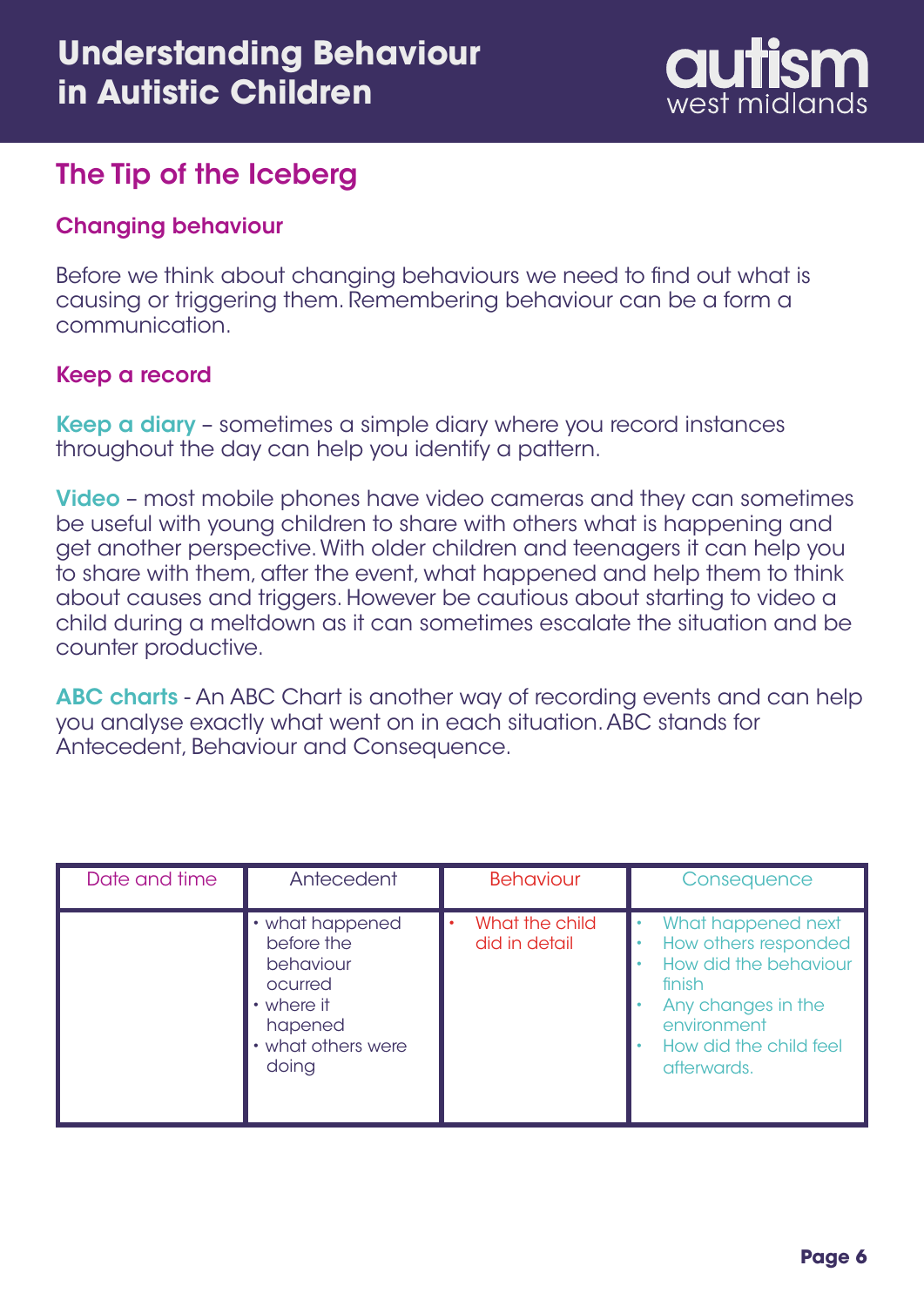## The Tip of the Iceberg

### Changing behaviour

Before we think about changing behaviours we need to find out what is causing or triggering them. Remembering behaviour can be a form a communication.

### Keep a record

**Keep a diary** – sometimes a simple diary where you record instances throughout the day can help you identify a pattern.

**Video** – most mobile phones have video cameras and they can sometimes be useful with young children to share with others what is happening and get another perspective. With older children and teenagers it can help you to share with them, after the event, what happened and help them to think about causes and triggers. However be cautious about starting to video a child during a meltdown as it can sometimes escalate the situation and be counter productive.

**ABC charts** - An ABC Chart is another way of recording events and can help you analyse exactly what went on in each situation. ABC stands for Antecedent, Behaviour and Consequence.

| Date and time | Antecedent | Behaviour | Consequence |
|---|---|---|---|
| | • what happened before the behaviour ocurred<br>• where it hapened<br>• what others were doing | • What the child did in detail | • What happened next<br>• How others responded<br>• How did the behaviour finish<br>• Any changes in the environment<br>• How did the child feel afterwards. |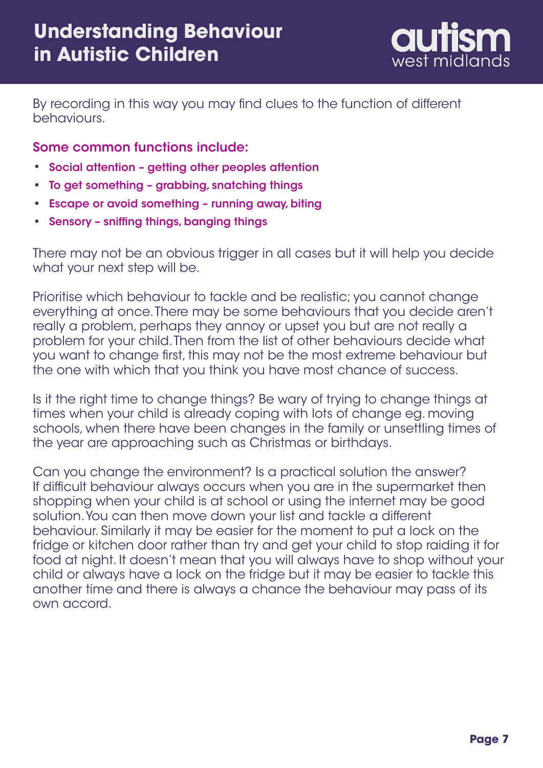By recording in this way you may find clues to the function of different behaviours.

### Some common functions include:

- **Social attention – getting other peoples attention**
- **To get something – grabbing, snatching things**
- **Escape or avoid something – running away, biting**
- **Sensory – sniffing things, banging things**

There may not be an obvious trigger in all cases but it will help you decide what your next step will be.

Prioritise which behaviour to tackle and be realistic; you cannot change everything at once. There may be some behaviours that you decide aren't really a problem, perhaps they annoy or upset you but are not really a problem for your child. Then from the list of other behaviours decide what you want to change first, this may not be the most extreme behaviour but the one with which that you think you have most chance of success.

Is it the right time to change things? Be wary of trying to change things at times when your child is already coping with lots of change eg. moving schools, when there have been changes in the family or unsettling times of the year are approaching such as Christmas or birthdays.

Can you change the environment? Is a practical solution the answer? If difficult behaviour always occurs when you are in the supermarket then shopping when your child is at school or using the internet may be good solution. You can then move down your list and tackle a different behaviour. Similarly it may be easier for the moment to put a lock on the fridge or kitchen door rather than try and get your child to stop raiding it for food at night. It doesn't mean that you will always have to shop without your child or always have a lock on the fridge but it may be easier to tackle this another time and there is always a chance the behaviour may pass of its own accord.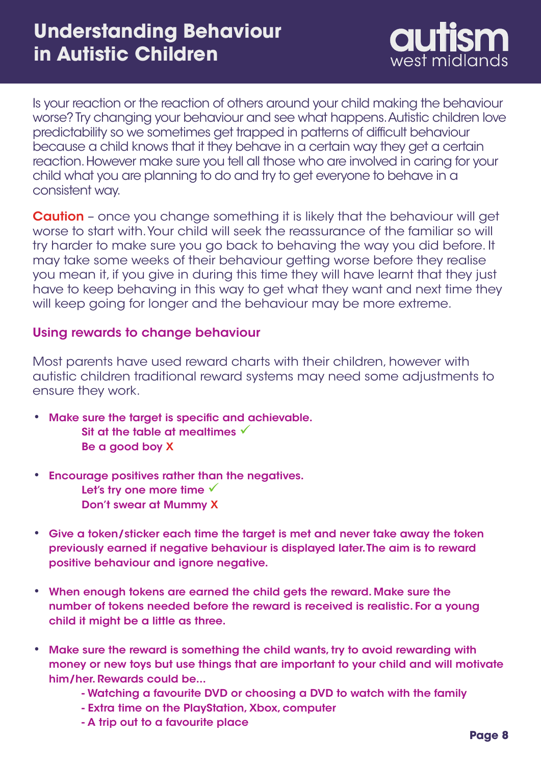Is your reaction or the reaction of others around your child making the behaviour worse? Try changing your behaviour and see what happens. Autistic children love predictability so we sometimes get trapped in patterns of difficult behaviour because a child knows that it they behave in a certain way they get a certain reaction. However make sure you tell all those who are involved in caring for your child what you are planning to do and try to get everyone to behave in a consistent way.

**Caution** – once you change something it is likely that the behaviour will get worse to start with. Your child will seek the reassurance of the familiar so will try harder to make sure you go back to behaving the way you did before. It may take some weeks of their behaviour getting worse before they realise you mean it, if you give in during this time they will have learnt that they just have to keep behaving in this way to get what they want and next time they will keep going for longer and the behaviour may be more extreme.

### Using rewards to change behaviour

Most parents have used reward charts with their children, however with autistic children traditional reward systems may need some adjustments to ensure they work.

- **Make sure the target is specific and achievable.**
  **Sit at the table at mealtimes ✓**
  **Be a good boy X**

- **Encourage positives rather than the negatives.**
  **Let's try one more time ✓**
  **Don't swear at Mummy X**

- **Give a token/sticker each time the target is met and never take away the token previously earned if negative behaviour is displayed later. The aim is to reward positive behaviour and ignore negative.**

- **When enough tokens are earned the child gets the reward. Make sure the number of tokens needed before the reward is received is realistic. For a young child it might be a little as three.**

- **Make sure the reward is something the child wants, try to avoid rewarding with money or new toys but use things that are important to your child and will motivate him/her. Rewards could be...**
  - **Watching a favourite DVD or choosing a DVD to watch with the family**
  - **Extra time on the PlayStation, Xbox, computer**
  - **A trip out to a favourite place**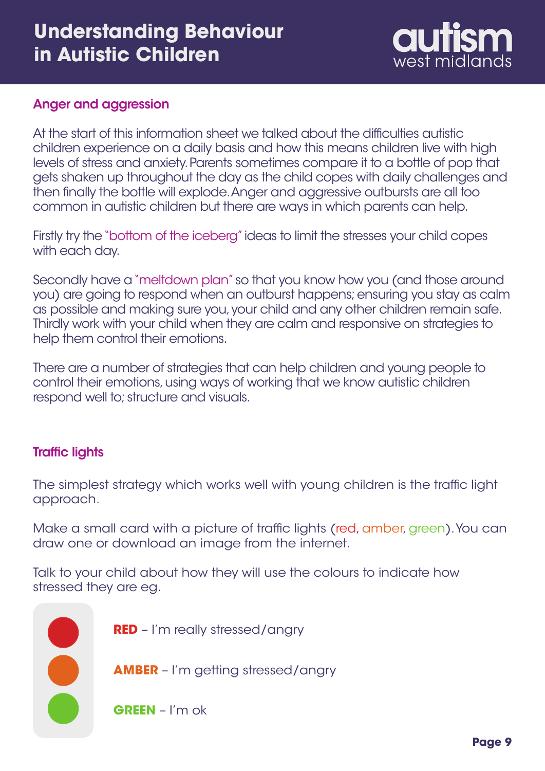## Anger and aggression

At the start of this information sheet we talked about the difficulties autistic children experience on a daily basis and how this means children live with high levels of stress and anxiety. Parents sometimes compare it to a bottle of pop that gets shaken up throughout the day as the child copes with daily challenges and then finally the bottle will explode. Anger and aggressive outbursts are all too common in autistic children but there are ways in which parents can help.

Firstly try the "bottom of the iceberg" ideas to limit the stresses your child copes with each day.

Secondly have a "meltdown plan" so that you know how you (and those around you) are going to respond when an outburst happens; ensuring you stay as calm as possible and making sure you, your child and any other children remain safe. Thirdly work with your child when they are calm and responsive on strategies to help them control their emotions.

There are a number of strategies that can help children and young people to control their emotions, using ways of working that we know autistic children respond well to; structure and visuals.

## Traffic lights

The simplest strategy which works well with young children is the traffic light approach.

Make a small card with a picture of traffic lights (red, amber, green). You can draw one or download an image from the internet.

Talk to your child about how they will use the colours to indicate how stressed they are eg.

**RED** – I'm really stressed/angry

**AMBER** – I'm getting stressed/angry

**GREEN** – I'm ok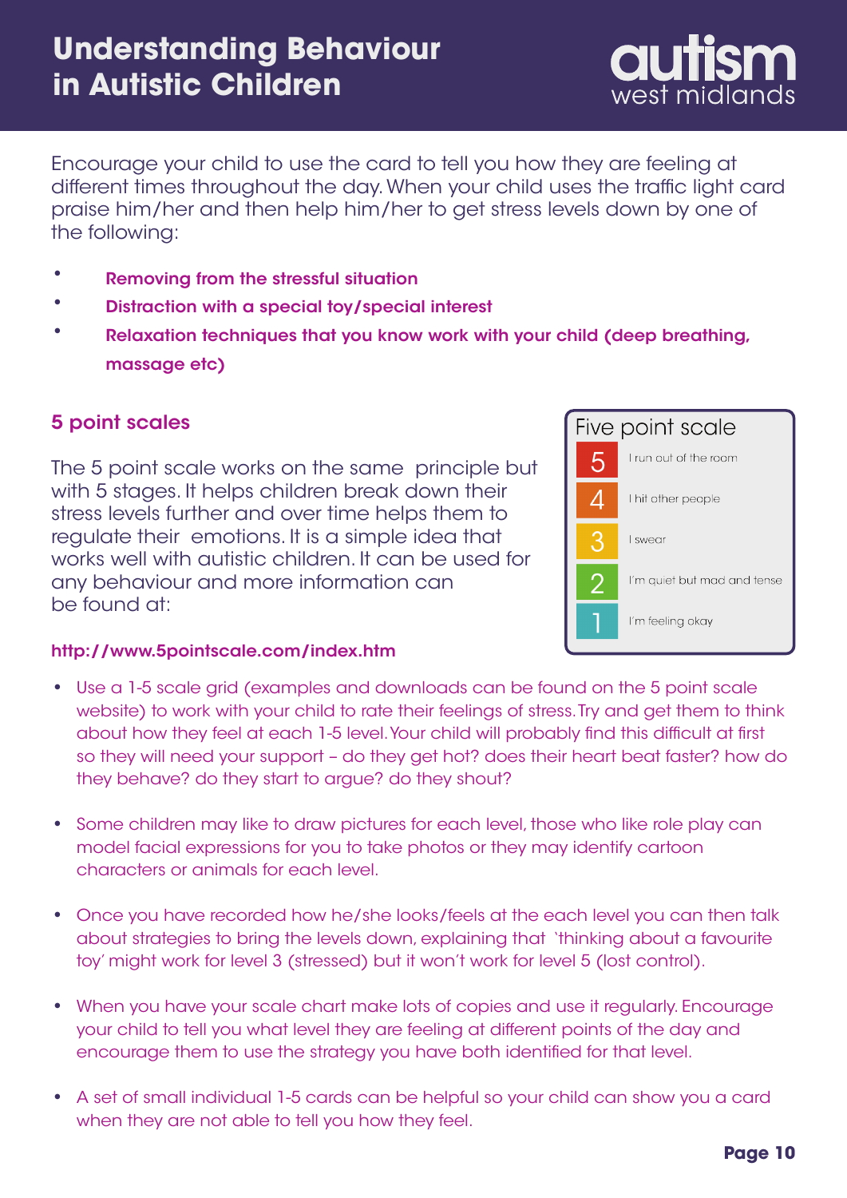# Understanding Behaviour in Autistic Children

Encourage your child to use the card to tell you how they are feeling at different times throughout the day. When your child uses the traffic light card praise him/her and then help him/her to get stress levels down by one of the following:

- **Removing from the stressful situation**
- **Distraction with a special toy/special interest**
- **Relaxation techniques that you know work with your child (deep breathing, massage etc)**

## 5 point scales

The 5 point scale works on the same principle but with 5 stages. It helps children break down their stress levels further and over time helps them to regulate their emotions. It is a simple idea that works well with autistic children. It can be used for any behaviour and more information can be found at:

**http://www.5pointscale.com/index.htm**

| Five point scale | |
|---|---|
| 5 | I run out of the room |
| 4 | I hit other people |
| 3 | I swear |
| 2 | I'm quiet but mad and tense |
| 1 | I'm feeling okay |

- Use a 1-5 scale grid (examples and downloads can be found on the 5 point scale website) to work with your child to rate their feelings of stress. Try and get them to think about how they feel at each 1-5 level. Your child will probably find this difficult at first so they will need your support – do they get hot? does their heart beat faster? how do they behave? do they start to argue? do they shout?

- Some children may like to draw pictures for each level, those who like role play can model facial expressions for you to take photos or they may identify cartoon characters or animals for each level.

- Once you have recorded how he/she looks/feels at the each level you can then talk about strategies to bring the levels down, explaining that 'thinking about a favourite toy' might work for level 3 (stressed) but it won't work for level 5 (lost control).

- When you have your scale chart make lots of copies and use it regularly. Encourage your child to tell you what level they are feeling at different points of the day and encourage them to use the strategy you have both identified for that level.

- A set of small individual 1-5 cards can be helpful so your child can show you a card when they are not able to tell you how they feel.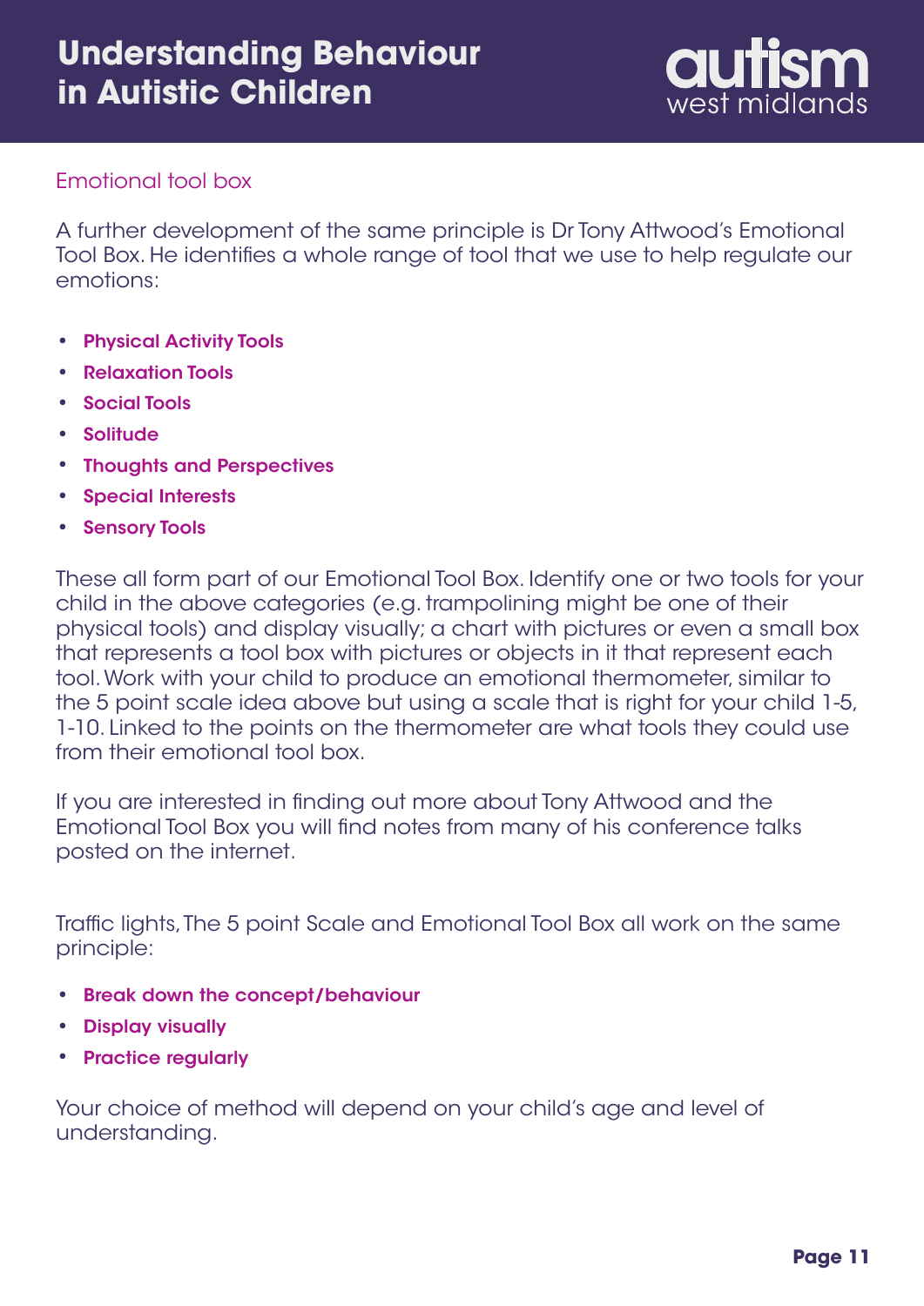## Emotional tool box

A further development of the same principle is Dr Tony Attwood's Emotional Tool Box. He identifies a whole range of tool that we use to help regulate our emotions:

- **Physical Activity Tools**
- **Relaxation Tools**
- **Social Tools**
- **Solitude**
- **Thoughts and Perspectives**
- **Special Interests**
- **Sensory Tools**

These all form part of our Emotional Tool Box. Identify one or two tools for your child in the above categories (e.g. trampolining might be one of their physical tools) and display visually; a chart with pictures or even a small box that represents a tool box with pictures or objects in it that represent each tool. Work with your child to produce an emotional thermometer, similar to the 5 point scale idea above but using a scale that is right for your child 1-5, 1-10. Linked to the points on the thermometer are what tools they could use from their emotional tool box.

If you are interested in finding out more about Tony Attwood and the Emotional Tool Box you will find notes from many of his conference talks posted on the internet.

Traffic lights, The 5 point Scale and Emotional Tool Box all work on the same principle:

- **Break down the concept/behaviour**
- **Display visually**
- **Practice regularly**

Your choice of method will depend on your child's age and level of understanding.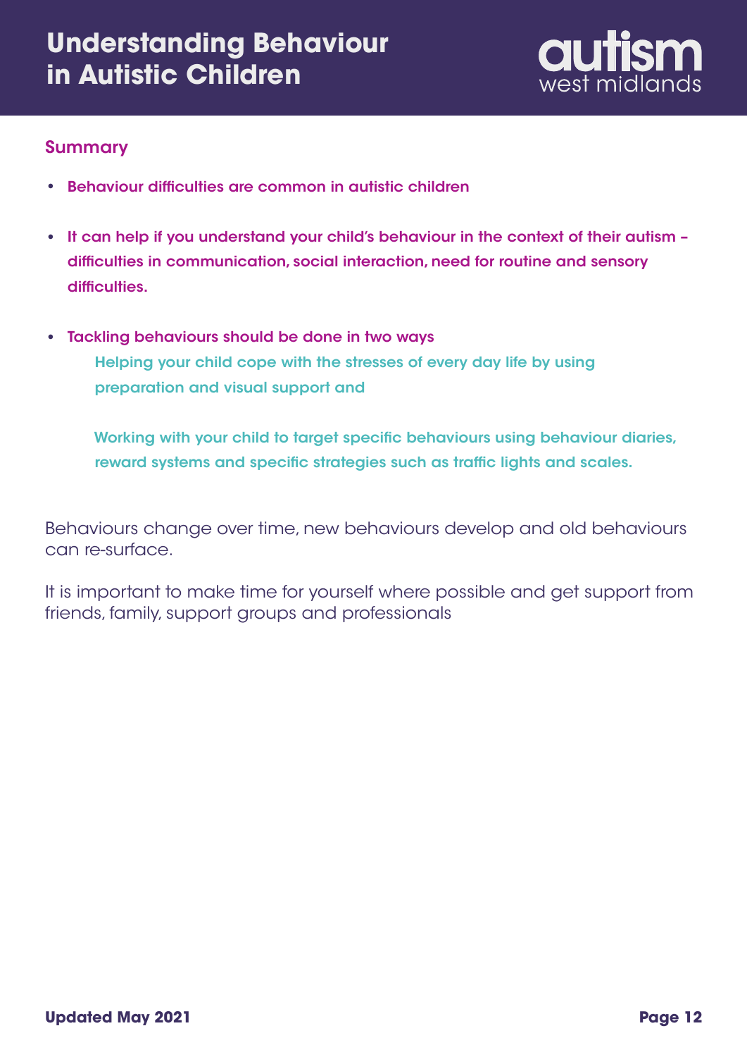## Summary

- **Behaviour difficulties are common in autistic children**
- **It can help if you understand your child's behaviour in the context of their autism – difficulties in communication, social interaction, need for routine and sensory difficulties.**
- **Tackling behaviours should be done in two ways**

  **Helping your child cope with the stresses of every day life by using preparation and visual support and**

  **Working with your child to target specific behaviours using behaviour diaries, reward systems and specific strategies such as traffic lights and scales.**

Behaviours change over time, new behaviours develop and old behaviours can re-surface.

It is important to make time for yourself where possible and get support from friends, family, support groups and professionals